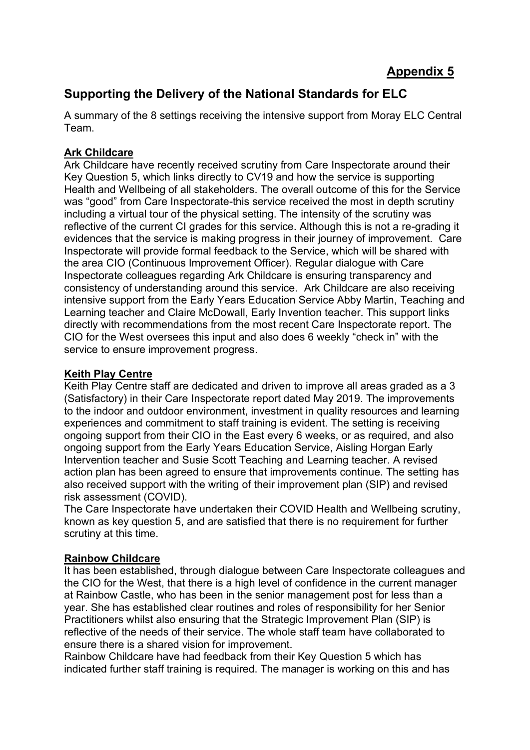**Appendix 5**

## Supporting the Delivery of the National Standards for ELC

A summary of the 8 settings receiving the intensive support from Moray ELC Central Team.

**Ark Childcare**

Ark Childcare have recently received scrutiny from Care Inspectorate around their Key Question 5, which links directly to CV19 and how the service is supporting Health and Wellbeing of all stakeholders. The overall outcome of this for the Service was "good" from Care Inspectorate-this service received the most in depth scrutiny including a virtual tour of the physical setting. The intensity of the scrutiny was reflective of the current CI grades for this service. Although this is not a re-grading it evidences that the service is making progress in their journey of improvement. Care Inspectorate will provide formal feedback to the Service, which will be shared with the area CIO (Continuous Improvement Officer). Regular dialogue with Care Inspectorate colleagues regarding Ark Childcare is ensuring transparency and consistency of understanding around this service. Ark Childcare are also receiving intensive support from the Early Years Education Service Abby Martin, Teaching and Learning teacher and Claire McDowall, Early Invention teacher. This support links directly with recommendations from the most recent Care Inspectorate report. The CIO for the West oversees this input and also does 6 weekly "check in" with the service to ensure improvement progress.

**Keith Play Centre**

Keith Play Centre staff are dedicated and driven to improve all areas graded as a 3 (Satisfactory) in their Care Inspectorate report dated May 2019. The improvements to the indoor and outdoor environment, investment in quality resources and learning experiences and commitment to staff training is evident. The setting is receiving ongoing support from their CIO in the East every 6 weeks, or as required, and also ongoing support from the Early Years Education Service, Aisling Horgan Early Intervention teacher and Susie Scott Teaching and Learning teacher. A revised action plan has been agreed to ensure that improvements continue. The setting has also received support with the writing of their improvement plan (SIP) and revised risk assessment (COVID).

The Care Inspectorate have undertaken their COVID Health and Wellbeing scrutiny, known as key question 5, and are satisfied that there is no requirement for further scrutiny at this time.

**Rainbow Childcare**

It has been established, through dialogue between Care Inspectorate colleagues and the CIO for the West, that there is a high level of confidence in the current manager at Rainbow Castle, who has been in the senior management post for less than a year. She has established clear routines and roles of responsibility for her Senior Practitioners whilst also ensuring that the Strategic Improvement Plan (SIP) is reflective of the needs of their service. The whole staff team have collaborated to ensure there is a shared vision for improvement.

Rainbow Childcare have had feedback from their Key Question 5 which has indicated further staff training is required. The manager is working on this and has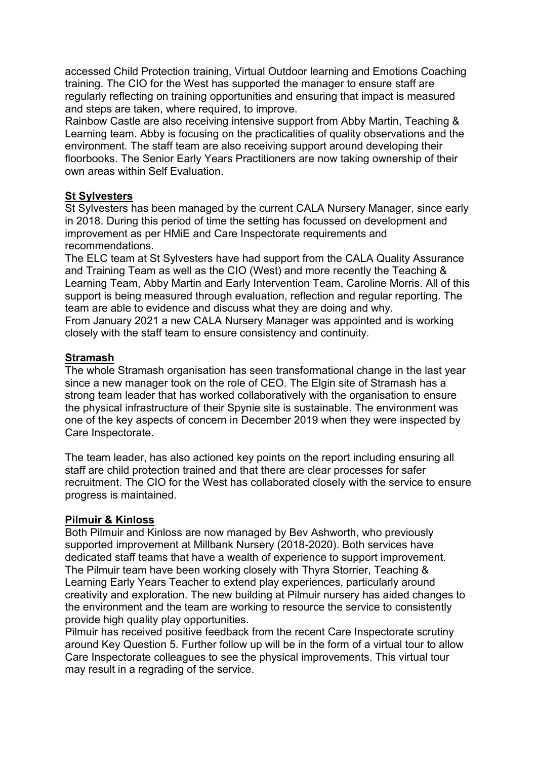accessed Child Protection training, Virtual Outdoor learning and Emotions Coaching training. The CIO for the West has supported the manager to ensure staff are regularly reflecting on training opportunities and ensuring that impact is measured and steps are taken, where required, to improve.

Rainbow Castle are also receiving intensive support from Abby Martin, Teaching & Learning team. Abby is focusing on the practicalities of quality observations and the environment. The staff team are also receiving support around developing their floorbooks. The Senior Early Years Practitioners are now taking ownership of their own areas within Self Evaluation.

**St Sylvesters**

St Sylvesters has been managed by the current CALA Nursery Manager, since early in 2018. During this period of time the setting has focussed on development and improvement as per HMiE and Care Inspectorate requirements and recommendations.

The ELC team at St Sylvesters have had support from the CALA Quality Assurance and Training Team as well as the CIO (West) and more recently the Teaching & Learning Team, Abby Martin and Early Intervention Team, Caroline Morris. All of this support is being measured through evaluation, reflection and regular reporting. The team are able to evidence and discuss what they are doing and why.

From January 2021 a new CALA Nursery Manager was appointed and is working closely with the staff team to ensure consistency and continuity.

**Stramash**

The whole Stramash organisation has seen transformational change in the last year since a new manager took on the role of CEO. The Elgin site of Stramash has a strong team leader that has worked collaboratively with the organisation to ensure the physical infrastructure of their Spynie site is sustainable. The environment was one of the key aspects of concern in December 2019 when they were inspected by Care Inspectorate.

The team leader, has also actioned key points on the report including ensuring all staff are child protection trained and that there are clear processes for safer recruitment. The CIO for the West has collaborated closely with the service to ensure progress is maintained.

**Pilmuir & Kinloss**

Both Pilmuir and Kinloss are now managed by Bev Ashworth, who previously supported improvement at Millbank Nursery (2018-2020). Both services have dedicated staff teams that have a wealth of experience to support improvement. The Pilmuir team have been working closely with Thyra Storrier, Teaching & Learning Early Years Teacher to extend play experiences, particularly around creativity and exploration. The new building at Pilmuir nursery has aided changes to the environment and the team are working to resource the service to consistently provide high quality play opportunities.

Pilmuir has received positive feedback from the recent Care Inspectorate scrutiny around Key Question 5. Further follow up will be in the form of a virtual tour to allow Care Inspectorate colleagues to see the physical improvements. This virtual tour may result in a regrading of the service.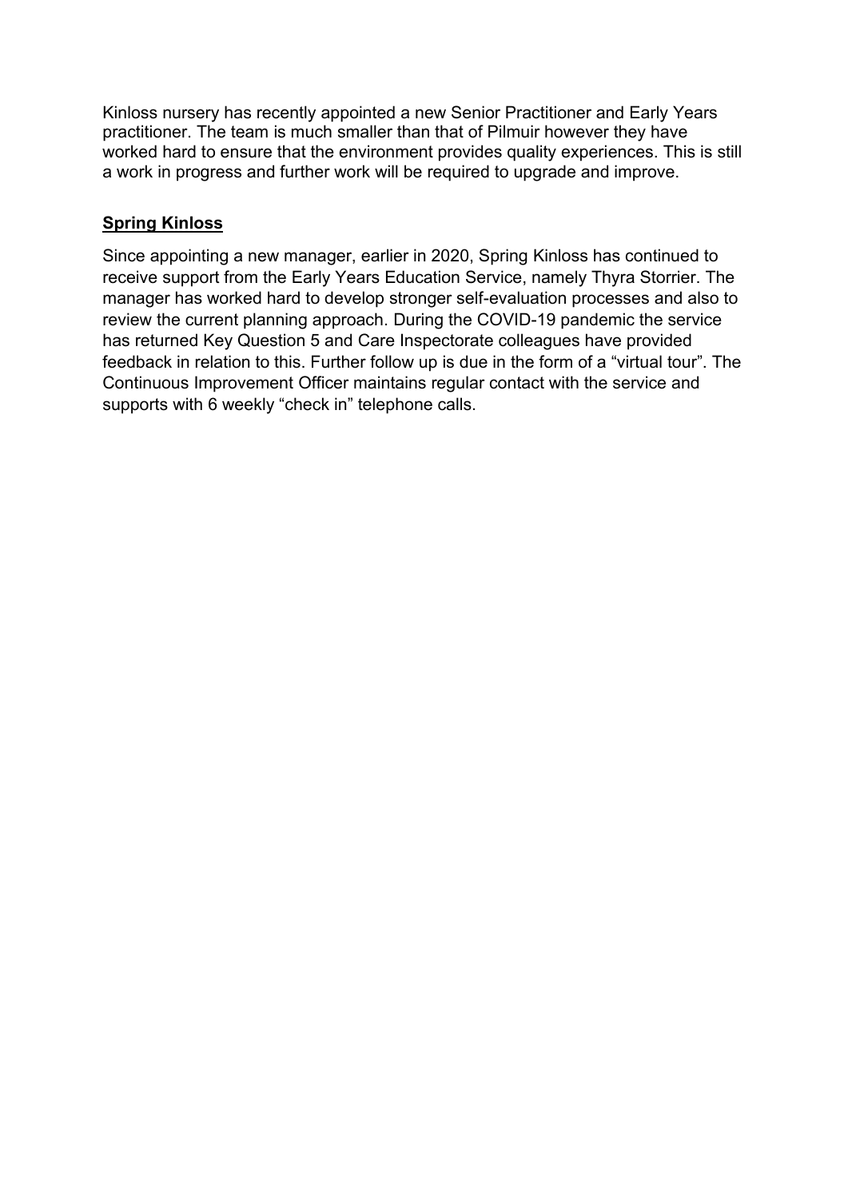Kinloss nursery has recently appointed a new Senior Practitioner and Early Years practitioner. The team is much smaller than that of Pilmuir however they have worked hard to ensure that the environment provides quality experiences. This is still a work in progress and further work will be required to upgrade and improve.

## **Spring Kinloss**

Since appointing a new manager, earlier in 2020, Spring Kinloss has continued to receive support from the Early Years Education Service, namely Thyra Storrier. The manager has worked hard to develop stronger self-evaluation processes and also to review the current planning approach. During the COVID-19 pandemic the service has returned Key Question 5 and Care Inspectorate colleagues have provided feedback in relation to this. Further follow up is due in the form of a "virtual tour". The Continuous Improvement Officer maintains regular contact with the service and supports with 6 weekly "check in" telephone calls.